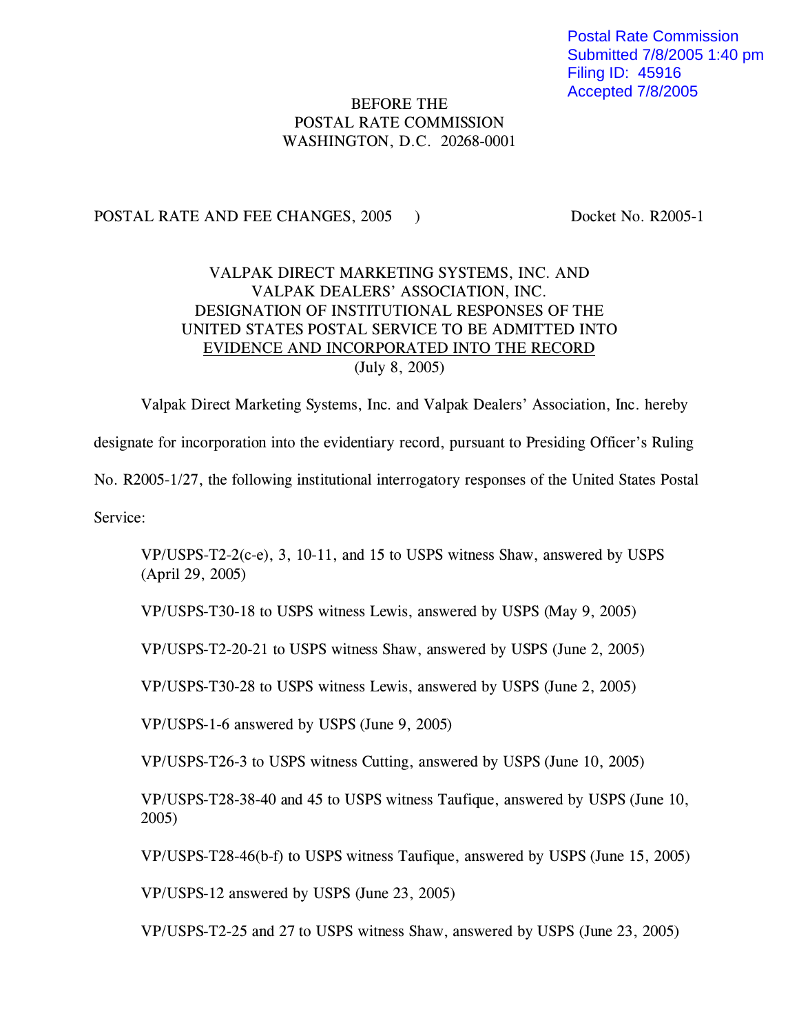Postal Rate Commission
Submitted 7/8/2005 1:40 pm
Filing ID: 45916
Accepted 7/8/2005

BEFORE THE
POSTAL RATE COMMISSION
WASHINGTON, D.C. 20268-0001

POSTAL RATE AND FEE CHANGES, 2005 ) Docket No. R2005-1

VALPAK DIRECT MARKETING SYSTEMS, INC. AND
VALPAK DEALERS' ASSOCIATION, INC.
DESIGNATION OF INSTITUTIONAL RESPONSES OF THE
UNITED STATES POSTAL SERVICE TO BE ADMITTED INTO
EVIDENCE AND INCORPORATED INTO THE RECORD
(July 8, 2005)

Valpak Direct Marketing Systems, Inc. and Valpak Dealers' Association, Inc. hereby designate for incorporation into the evidentiary record, pursuant to Presiding Officer's Ruling No. R2005-1/27, the following institutional interrogatory responses of the United States Postal Service:

VP/USPS-T2-2(c-e), 3, 10-11, and 15 to USPS witness Shaw, answered by USPS (April 29, 2005)

VP/USPS-T30-18 to USPS witness Lewis, answered by USPS (May 9, 2005)

VP/USPS-T2-20-21 to USPS witness Shaw, answered by USPS (June 2, 2005)

VP/USPS-T30-28 to USPS witness Lewis, answered by USPS (June 2, 2005)

VP/USPS-1-6 answered by USPS (June 9, 2005)

VP/USPS-T26-3 to USPS witness Cutting, answered by USPS (June 10, 2005)

VP/USPS-T28-38-40 and 45 to USPS witness Taufique, answered by USPS (June 10, 2005)

VP/USPS-T28-46(b-f) to USPS witness Taufique, answered by USPS (June 15, 2005)

VP/USPS-12 answered by USPS (June 23, 2005)

VP/USPS-T2-25 and 27 to USPS witness Shaw, answered by USPS (June 23, 2005)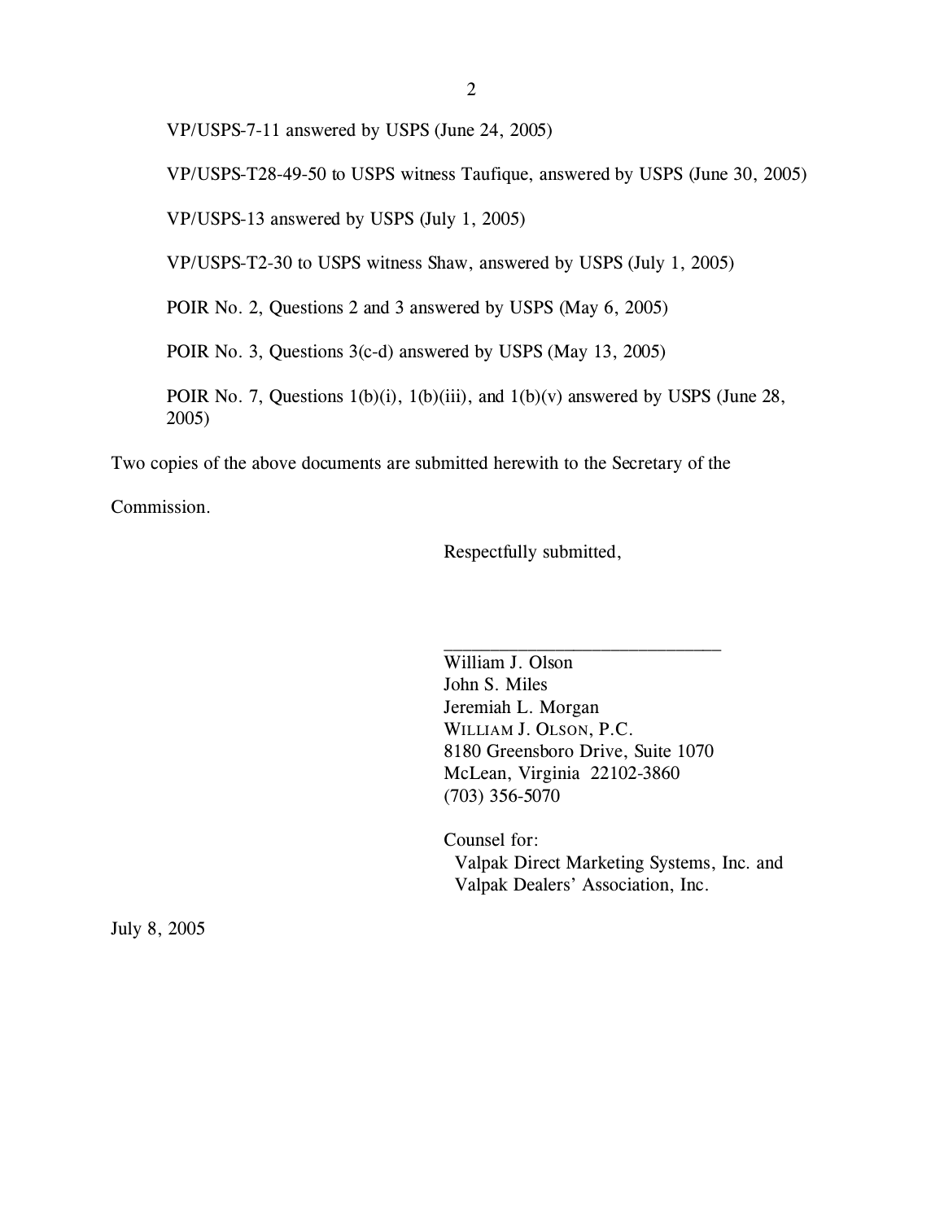VP/USPS-7-11 answered by USPS (June 24, 2005)

VP/USPS-T28-49-50 to USPS witness Taufique, answered by USPS (June 30, 2005)

VP/USPS-13 answered by USPS (July 1, 2005)

VP/USPS-T2-30 to USPS witness Shaw, answered by USPS (July 1, 2005)

POIR No. 2, Questions 2 and 3 answered by USPS (May 6, 2005)

POIR No. 3, Questions 3(c-d) answered by USPS (May 13, 2005)

POIR No. 7, Questions 1(b)(i), 1(b)(iii), and 1(b)(v) answered by USPS (June 28, 2005)

Two copies of the above documents are submitted herewith to the Secretary of the Commission.

Respectfully submitted,

______________________________
William J. Olson
John S. Miles
Jeremiah L. Morgan
WILLIAM J. OLSON, P.C.
8180 Greensboro Drive, Suite 1070
McLean, Virginia 22102-3860
(703) 356-5070

Counsel for:
Valpak Direct Marketing Systems, Inc. and
Valpak Dealers' Association, Inc.

July 8, 2005